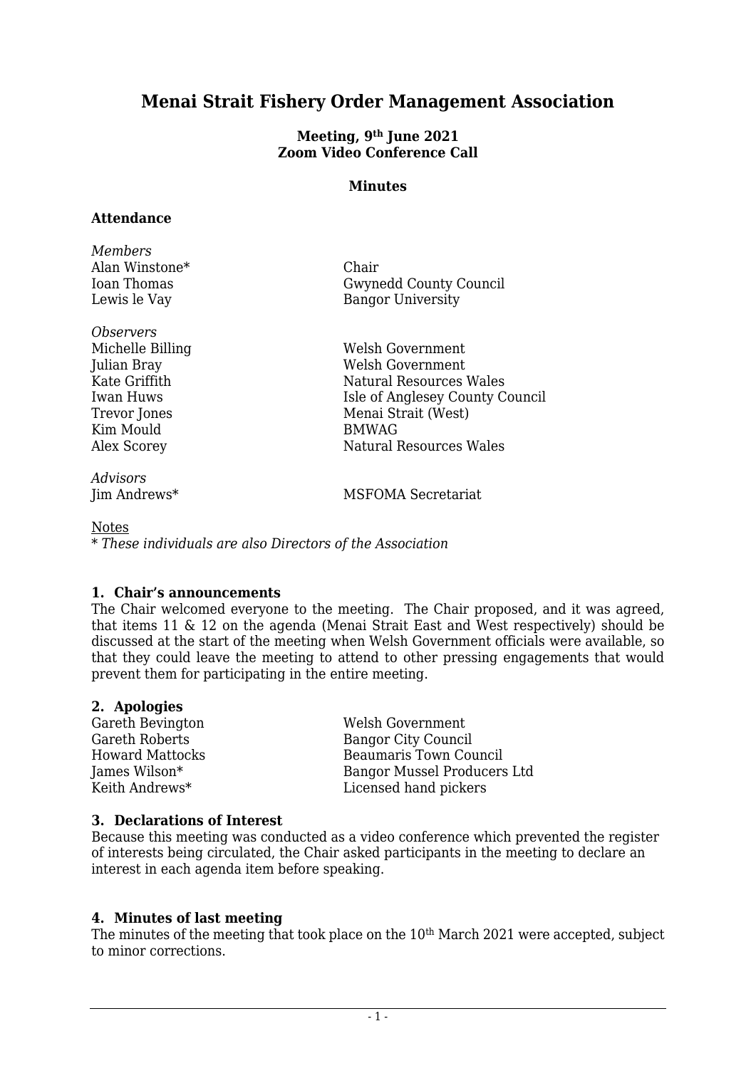# Menai Strait Fishery Order Management Association

**Meeting, 9th June 2021**
**Zoom Video Conference Call**

**Minutes**

### Attendance

| | |
|---|---|
| *Members* | |
| Alan Winstone* | Chair |
| Ioan Thomas | Gwynedd County Council |
| Lewis le Vay | Bangor University |
| *Observers* | |
| Michelle Billing | Welsh Government |
| Julian Bray | Welsh Government |
| Kate Griffith | Natural Resources Wales |
| Iwan Huws | Isle of Anglesey County Council |
| Trevor Jones | Menai Strait (West) |
| Kim Mould | BMWAG |
| Alex Scorey | Natural Resources Wales |
| *Advisors* | |
| Jim Andrews* | MSFOMA Secretariat |

<u>Notes</u>
* *These individuals are also Directors of the Association*

### 1. Chair's announcements

The Chair welcomed everyone to the meeting. The Chair proposed, and it was agreed, that items 11 & 12 on the agenda (Menai Strait East and West respectively) should be discussed at the start of the meeting when Welsh Government officials were available, so that they could leave the meeting to attend to other pressing engagements that would prevent them for participating in the entire meeting.

### 2. Apologies

| | |
|---|---|
| Gareth Bevington | Welsh Government |
| Gareth Roberts | Bangor City Council |
| Howard Mattocks | Beaumaris Town Council |
| James Wilson* | Bangor Mussel Producers Ltd |
| Keith Andrews* | Licensed hand pickers |

### 3. Declarations of Interest

Because this meeting was conducted as a video conference which prevented the register of interests being circulated, the Chair asked participants in the meeting to declare an interest in each agenda item before speaking.

### 4. Minutes of last meeting

The minutes of the meeting that took place on the 10th March 2021 were accepted, subject to minor corrections.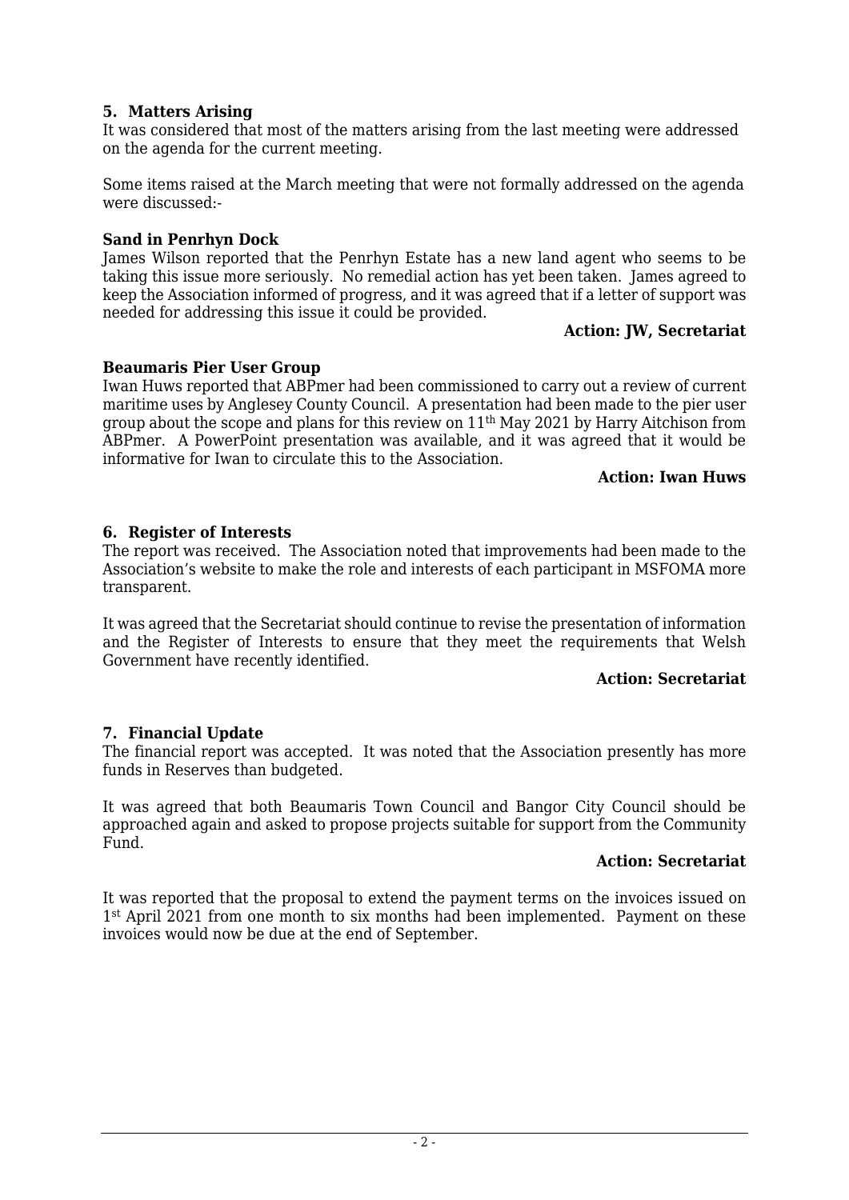## 5. Matters Arising

It was considered that most of the matters arising from the last meeting were addressed on the agenda for the current meeting.

Some items raised at the March meeting that were not formally addressed on the agenda were discussed:-

**Sand in Penrhyn Dock**

James Wilson reported that the Penrhyn Estate has a new land agent who seems to be taking this issue more seriously. No remedial action has yet been taken. James agreed to keep the Association informed of progress, and it was agreed that if a letter of support was needed for addressing this issue it could be provided.

**Action: JW, Secretariat**

**Beaumaris Pier User Group**

Iwan Huws reported that ABPmer had been commissioned to carry out a review of current maritime uses by Anglesey County Council. A presentation had been made to the pier user group about the scope and plans for this review on 11th May 2021 by Harry Aitchison from ABPmer. A PowerPoint presentation was available, and it was agreed that it would be informative for Iwan to circulate this to the Association.

**Action: Iwan Huws**

## 6. Register of Interests

The report was received. The Association noted that improvements had been made to the Association's website to make the role and interests of each participant in MSFOMA more transparent.

It was agreed that the Secretariat should continue to revise the presentation of information and the Register of Interests to ensure that they meet the requirements that Welsh Government have recently identified.

**Action: Secretariat**

## 7. Financial Update

The financial report was accepted. It was noted that the Association presently has more funds in Reserves than budgeted.

It was agreed that both Beaumaris Town Council and Bangor City Council should be approached again and asked to propose projects suitable for support from the Community Fund.

**Action: Secretariat**

It was reported that the proposal to extend the payment terms on the invoices issued on 1st April 2021 from one month to six months had been implemented. Payment on these invoices would now be due at the end of September.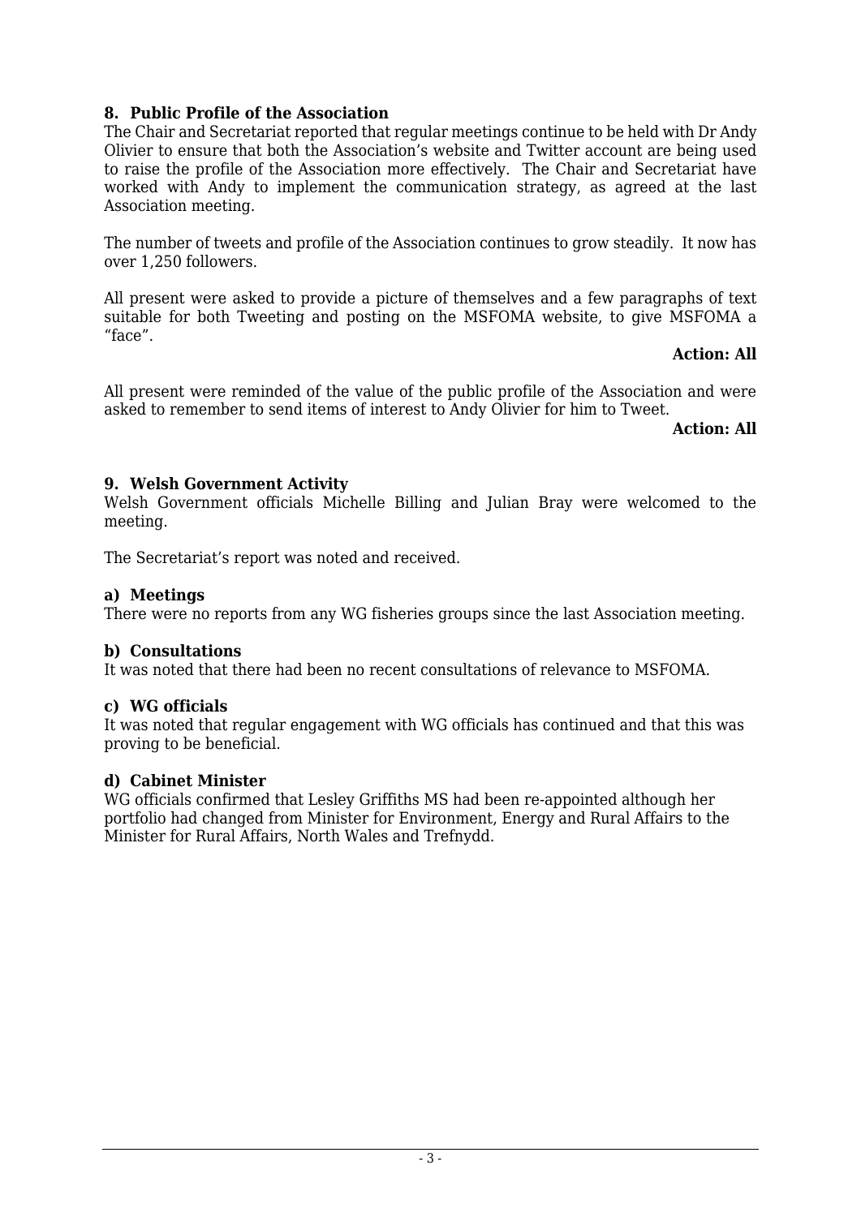## 8. Public Profile of the Association

The Chair and Secretariat reported that regular meetings continue to be held with Dr Andy Olivier to ensure that both the Association's website and Twitter account are being used to raise the profile of the Association more effectively. The Chair and Secretariat have worked with Andy to implement the communication strategy, as agreed at the last Association meeting.

The number of tweets and profile of the Association continues to grow steadily. It now has over 1,250 followers.

All present were asked to provide a picture of themselves and a few paragraphs of text suitable for both Tweeting and posting on the MSFOMA website, to give MSFOMA a "face".

**Action: All**

All present were reminded of the value of the public profile of the Association and were asked to remember to send items of interest to Andy Olivier for him to Tweet.

**Action: All**

## 9. Welsh Government Activity

Welsh Government officials Michelle Billing and Julian Bray were welcomed to the meeting.

The Secretariat's report was noted and received.

### a) Meetings

There were no reports from any WG fisheries groups since the last Association meeting.

### b) Consultations

It was noted that there had been no recent consultations of relevance to MSFOMA.

### c) WG officials

It was noted that regular engagement with WG officials has continued and that this was proving to be beneficial.

### d) Cabinet Minister

WG officials confirmed that Lesley Griffiths MS had been re-appointed although her portfolio had changed from Minister for Environment, Energy and Rural Affairs to the Minister for Rural Affairs, North Wales and Trefnydd.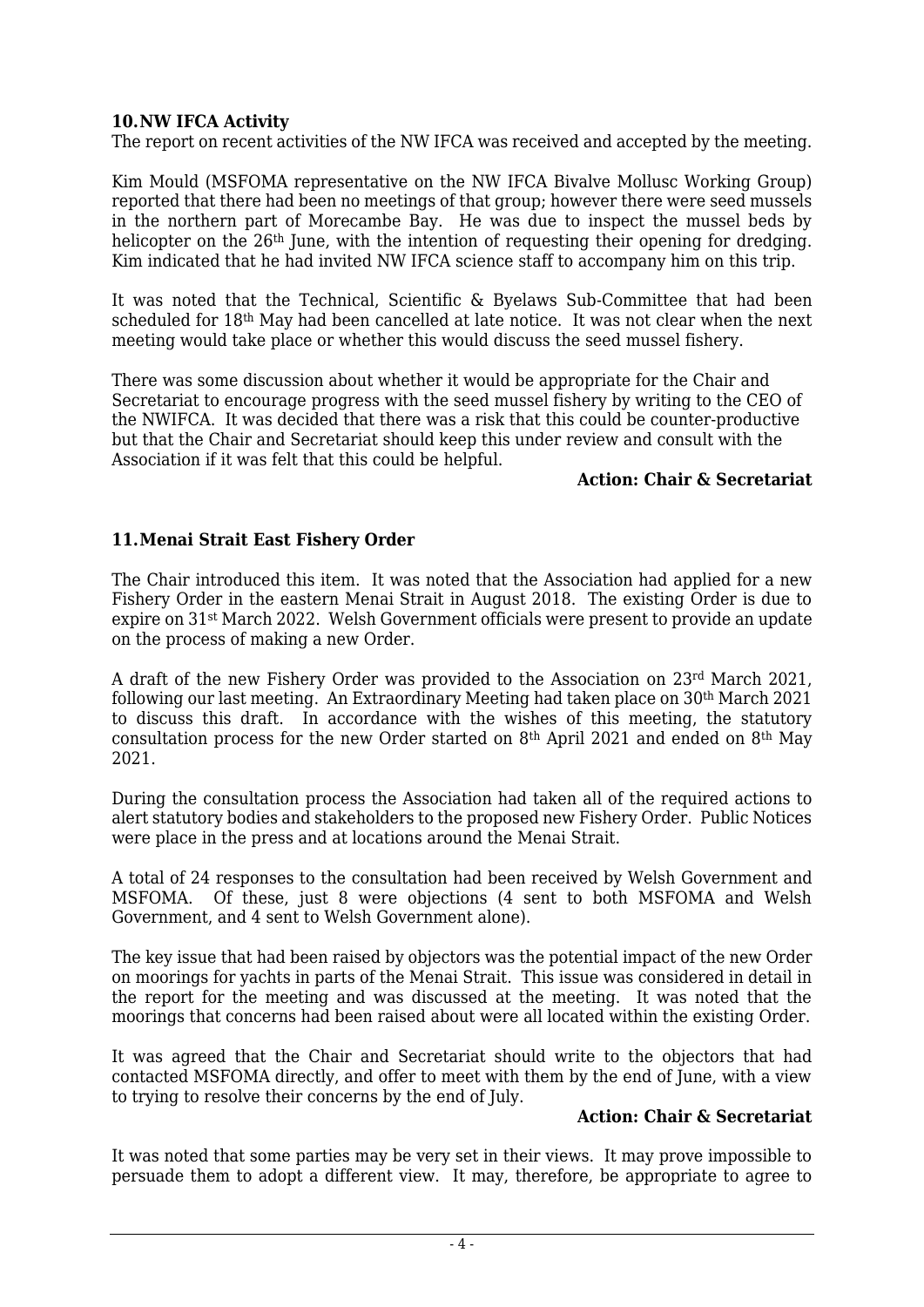## 10. NW IFCA Activity

The report on recent activities of the NW IFCA was received and accepted by the meeting.

Kim Mould (MSFOMA representative on the NW IFCA Bivalve Mollusc Working Group) reported that there had been no meetings of that group; however there were seed mussels in the northern part of Morecambe Bay. He was due to inspect the mussel beds by helicopter on the 26th June, with the intention of requesting their opening for dredging. Kim indicated that he had invited NW IFCA science staff to accompany him on this trip.

It was noted that the Technical, Scientific & Byelaws Sub-Committee that had been scheduled for 18th May had been cancelled at late notice. It was not clear when the next meeting would take place or whether this would discuss the seed mussel fishery.

There was some discussion about whether it would be appropriate for the Chair and Secretariat to encourage progress with the seed mussel fishery by writing to the CEO of the NWIFCA. It was decided that there was a risk that this could be counter-productive but that the Chair and Secretariat should keep this under review and consult with the Association if it was felt that this could be helpful.

**Action: Chair & Secretariat**

## 11. Menai Strait East Fishery Order

The Chair introduced this item. It was noted that the Association had applied for a new Fishery Order in the eastern Menai Strait in August 2018. The existing Order is due to expire on 31st March 2022. Welsh Government officials were present to provide an update on the process of making a new Order.

A draft of the new Fishery Order was provided to the Association on 23rd March 2021, following our last meeting. An Extraordinary Meeting had taken place on 30th March 2021 to discuss this draft. In accordance with the wishes of this meeting, the statutory consultation process for the new Order started on 8th April 2021 and ended on 8th May 2021.

During the consultation process the Association had taken all of the required actions to alert statutory bodies and stakeholders to the proposed new Fishery Order. Public Notices were place in the press and at locations around the Menai Strait.

A total of 24 responses to the consultation had been received by Welsh Government and MSFOMA. Of these, just 8 were objections (4 sent to both MSFOMA and Welsh Government, and 4 sent to Welsh Government alone).

The key issue that had been raised by objectors was the potential impact of the new Order on moorings for yachts in parts of the Menai Strait. This issue was considered in detail in the report for the meeting and was discussed at the meeting. It was noted that the moorings that concerns had been raised about were all located within the existing Order.

It was agreed that the Chair and Secretariat should write to the objectors that had contacted MSFOMA directly, and offer to meet with them by the end of June, with a view to trying to resolve their concerns by the end of July.

**Action: Chair & Secretariat**

It was noted that some parties may be very set in their views. It may prove impossible to persuade them to adopt a different view. It may, therefore, be appropriate to agree to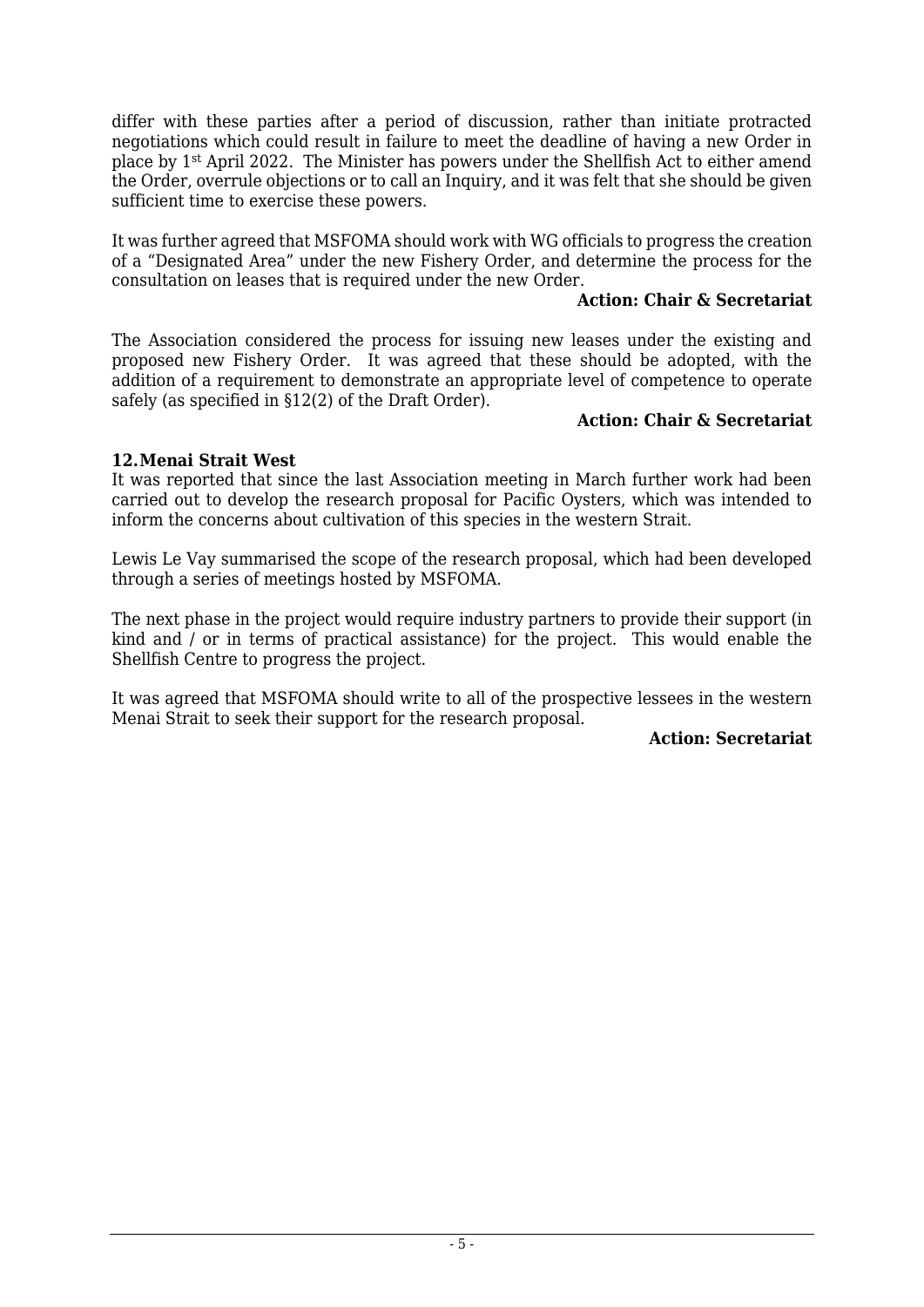differ with these parties after a period of discussion, rather than initiate protracted negotiations which could result in failure to meet the deadline of having a new Order in place by 1st April 2022. The Minister has powers under the Shellfish Act to either amend the Order, overrule objections or to call an Inquiry, and it was felt that she should be given sufficient time to exercise these powers.

It was further agreed that MSFOMA should work with WG officials to progress the creation of a "Designated Area" under the new Fishery Order, and determine the process for the consultation on leases that is required under the new Order.

**Action: Chair & Secretariat**

The Association considered the process for issuing new leases under the existing and proposed new Fishery Order. It was agreed that these should be adopted, with the addition of a requirement to demonstrate an appropriate level of competence to operate safely (as specified in §12(2) of the Draft Order).

**Action: Chair & Secretariat**

**12. Menai Strait West**

It was reported that since the last Association meeting in March further work had been carried out to develop the research proposal for Pacific Oysters, which was intended to inform the concerns about cultivation of this species in the western Strait.

Lewis Le Vay summarised the scope of the research proposal, which had been developed through a series of meetings hosted by MSFOMA.

The next phase in the project would require industry partners to provide their support (in kind and / or in terms of practical assistance) for the project. This would enable the Shellfish Centre to progress the project.

It was agreed that MSFOMA should write to all of the prospective lessees in the western Menai Strait to seek their support for the research proposal.

**Action: Secretariat**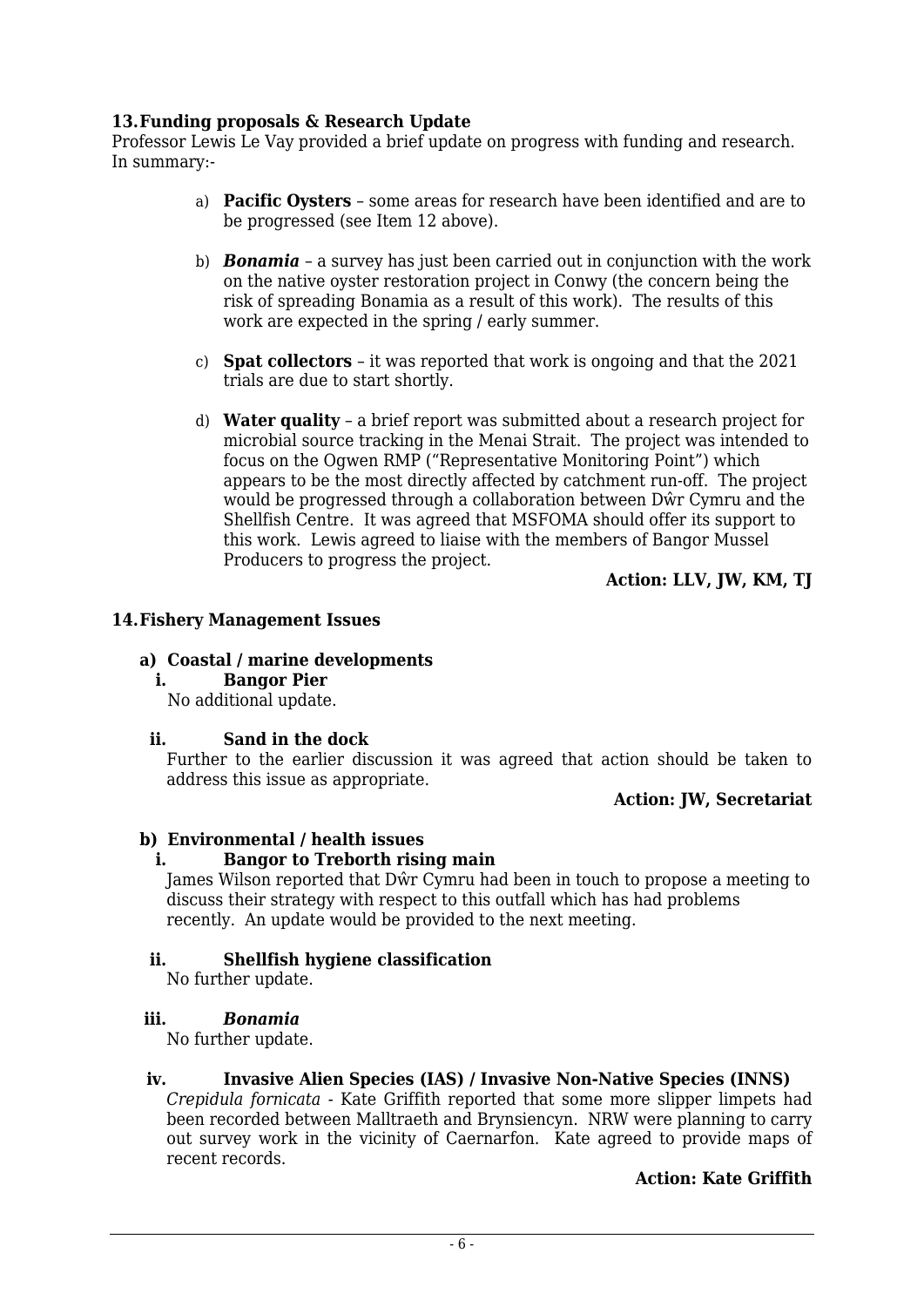## 13. Funding proposals & Research Update

Professor Lewis Le Vay provided a brief update on progress with funding and research. In summary:-

a) **Pacific Oysters** – some areas for research have been identified and are to be progressed (see Item 12 above).

b) ***Bonamia*** – a survey has just been carried out in conjunction with the work on the native oyster restoration project in Conwy (the concern being the risk of spreading Bonamia as a result of this work). The results of this work are expected in the spring / early summer.

c) **Spat collectors** – it was reported that work is ongoing and that the 2021 trials are due to start shortly.

d) **Water quality** – a brief report was submitted about a research project for microbial source tracking in the Menai Strait. The project was intended to focus on the Ogwen RMP ("Representative Monitoring Point") which appears to be the most directly affected by catchment run-off. The project would be progressed through a collaboration between Dŵr Cymru and the Shellfish Centre. It was agreed that MSFOMA should offer its support to this work. Lewis agreed to liaise with the members of Bangor Mussel Producers to progress the project.

**Action: LLV, JW, KM, TJ**

## 14. Fishery Management Issues

### a) Coastal / marine developments

**i. Bangor Pier**

No additional update.

**ii. Sand in the dock**

Further to the earlier discussion it was agreed that action should be taken to address this issue as appropriate.

**Action: JW, Secretariat**

### b) Environmental / health issues

**i. Bangor to Treborth rising main**

James Wilson reported that Dŵr Cymru had been in touch to propose a meeting to discuss their strategy with respect to this outfall which has had problems recently. An update would be provided to the next meeting.

**ii. Shellfish hygiene classification**

No further update.

**iii. *Bonamia***

No further update.

**iv. Invasive Alien Species (IAS) / Invasive Non-Native Species (INNS)**

*Crepidula fornicata* - Kate Griffith reported that some more slipper limpets had been recorded between Malltraeth and Brynsiencyn. NRW were planning to carry out survey work in the vicinity of Caernarfon. Kate agreed to provide maps of recent records.

**Action: Kate Griffith**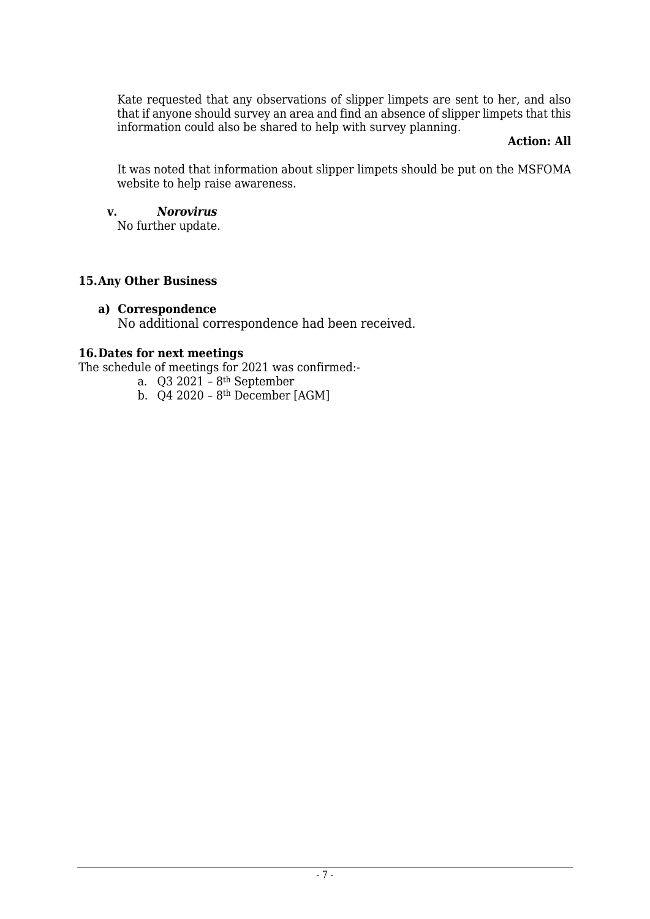Kate requested that any observations of slipper limpets are sent to her, and also that if anyone should survey an area and find an absence of slipper limpets that this information could also be shared to help with survey planning.

**Action: All**

It was noted that information about slipper limpets should be put on the MSFOMA website to help raise awareness.

**v.** ***Norovirus***

No further update.

## 15. Any Other Business

**a) Correspondence**

No additional correspondence had been received.

## 16. Dates for next meetings

The schedule of meetings for 2021 was confirmed:-

a. Q3 2021 – 8th September
b. Q4 2020 – 8th December [AGM]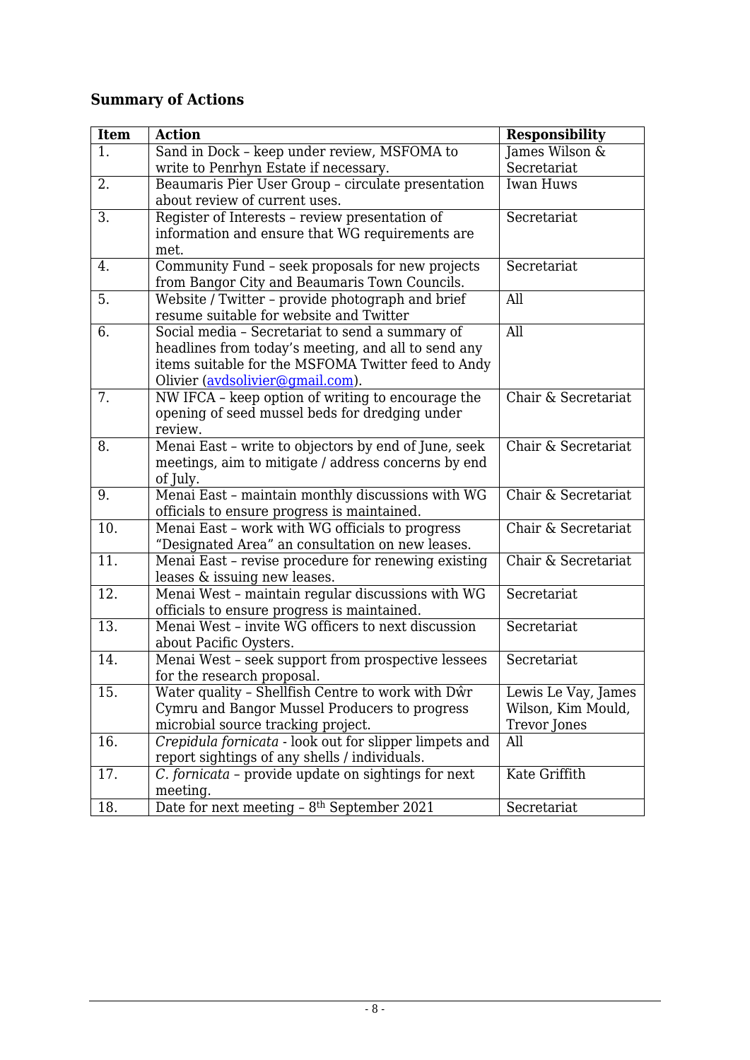## Summary of Actions

| Item | Action | Responsibility |
|---|---|---|
| 1. | Sand in Dock – keep under review, MSFOMA to write to Penrhyn Estate if necessary. | James Wilson & Secretariat |
| 2. | Beaumaris Pier User Group – circulate presentation about review of current uses. | Iwan Huws |
| 3. | Register of Interests – review presentation of information and ensure that WG requirements are met. | Secretariat |
| 4. | Community Fund – seek proposals for new projects from Bangor City and Beaumaris Town Councils. | Secretariat |
| 5. | Website / Twitter – provide photograph and brief resume suitable for website and Twitter | All |
| 6. | Social media – Secretariat to send a summary of headlines from today's meeting, and all to send any items suitable for the MSFOMA Twitter feed to Andy Olivier (avdsolivier@gmail.com). | All |
| 7. | NW IFCA – keep option of writing to encourage the opening of seed mussel beds for dredging under review. | Chair & Secretariat |
| 8. | Menai East – write to objectors by end of June, seek meetings, aim to mitigate / address concerns by end of July. | Chair & Secretariat |
| 9. | Menai East – maintain monthly discussions with WG officials to ensure progress is maintained. | Chair & Secretariat |
| 10. | Menai East – work with WG officials to progress "Designated Area" an consultation on new leases. | Chair & Secretariat |
| 11. | Menai East – revise procedure for renewing existing leases & issuing new leases. | Chair & Secretariat |
| 12. | Menai West – maintain regular discussions with WG officials to ensure progress is maintained. | Secretariat |
| 13. | Menai West – invite WG officers to next discussion about Pacific Oysters. | Secretariat |
| 14. | Menai West – seek support from prospective lessees for the research proposal. | Secretariat |
| 15. | Water quality – Shellfish Centre to work with Dŵr Cymru and Bangor Mussel Producers to progress microbial source tracking project. | Lewis Le Vay, James Wilson, Kim Mould, Trevor Jones |
| 16. | *Crepidula fornicata* - look out for slipper limpets and report sightings of any shells / individuals. | All |
| 17. | *C. fornicata* – provide update on sightings for next meeting. | Kate Griffith |
| 18. | Date for next meeting – 8th September 2021 | Secretariat |